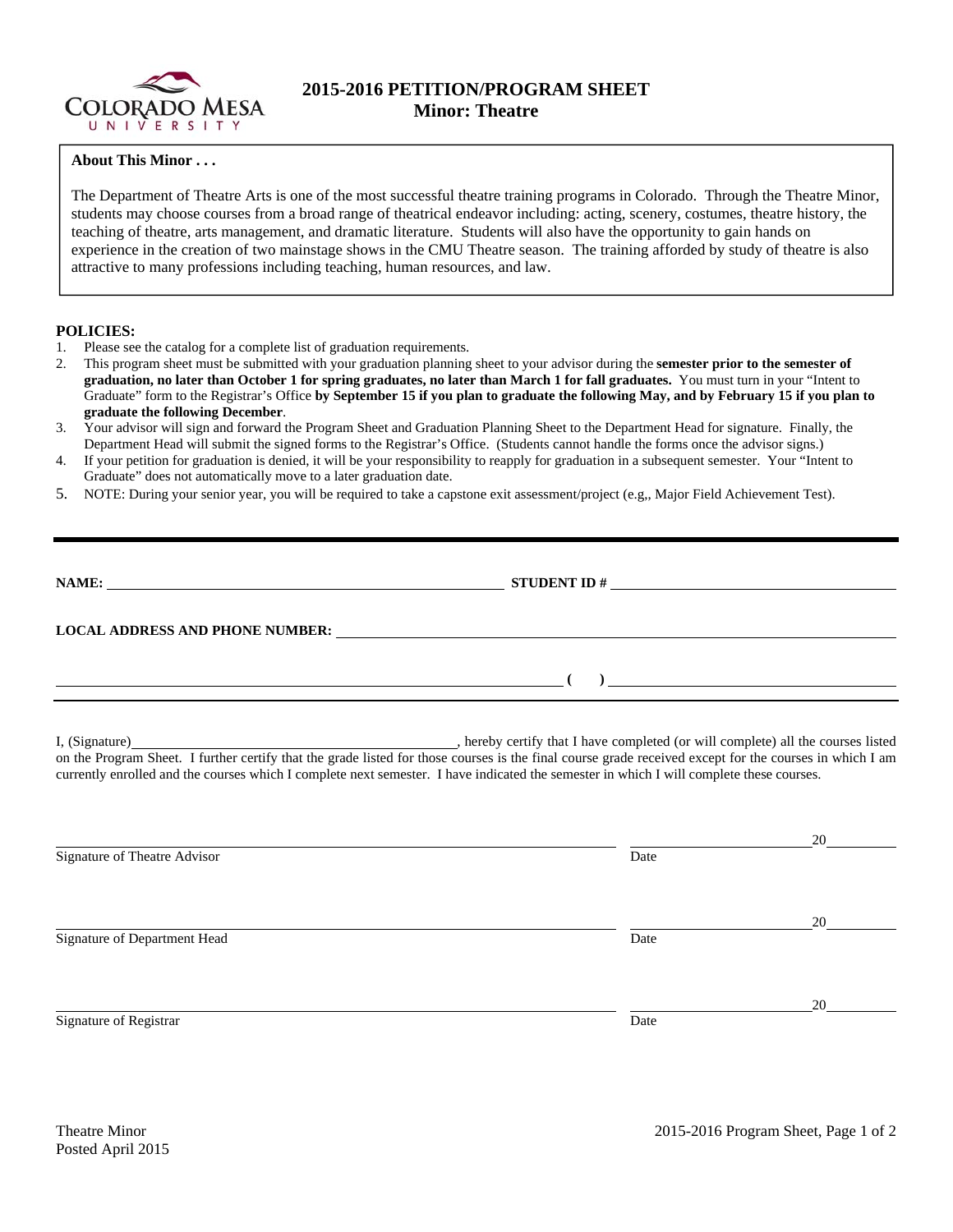# 2015-2016 PETITION/PROGRAM SHEET
## Minor: Theatre

**About This Minor . . .**

The Department of Theatre Arts is one of the most successful theatre training programs in Colorado. Through the Theatre Minor, students may choose courses from a broad range of theatrical endeavor including: acting, scenery, costumes, theatre history, the teaching of theatre, arts management, and dramatic literature. Students will also have the opportunity to gain hands on experience in the creation of two mainstage shows in the CMU Theatre season. The training afforded by study of theatre is also attractive to many professions including teaching, human resources, and law.

**POLICIES:**

1. Please see the catalog for a complete list of graduation requirements.
2. This program sheet must be submitted with your graduation planning sheet to your advisor during the **semester prior to the semester of graduation, no later than October 1 for spring graduates, no later than March 1 for fall graduates.** You must turn in your "Intent to Graduate" form to the Registrar's Office **by September 15 if you plan to graduate the following May, and by February 15 if you plan to graduate the following December**.
3. Your advisor will sign and forward the Program Sheet and Graduation Planning Sheet to the Department Head for signature. Finally, the Department Head will submit the signed forms to the Registrar's Office. (Students cannot handle the forms once the advisor signs.)
4. If your petition for graduation is denied, it will be your responsibility to reapply for graduation in a subsequent semester. Your "Intent to Graduate" does not automatically move to a later graduation date.
5. NOTE: During your senior year, you will be required to take a capstone exit assessment/project (e.g,, Major Field Achievement Test).

---

**NAME:** ______________________________ **STUDENT ID #** ______________________________

**LOCAL ADDRESS AND PHONE NUMBER:** ______________________________

______________________________ **( )** ______________________________

I, (Signature)______________________________, hereby certify that I have completed (or will complete) all the courses listed on the Program Sheet. I further certify that the grade listed for those courses is the final course grade received except for the courses in which I am currently enrolled and the courses which I complete next semester. I have indicated the semester in which I will complete these courses.

______________________________ ______________________________20________
Signature of Theatre Advisor Date

______________________________ ______________________________20________
Signature of Department Head Date

______________________________ ______________________________20________
Signature of Registrar Date

Theatre Minor
Posted April 2015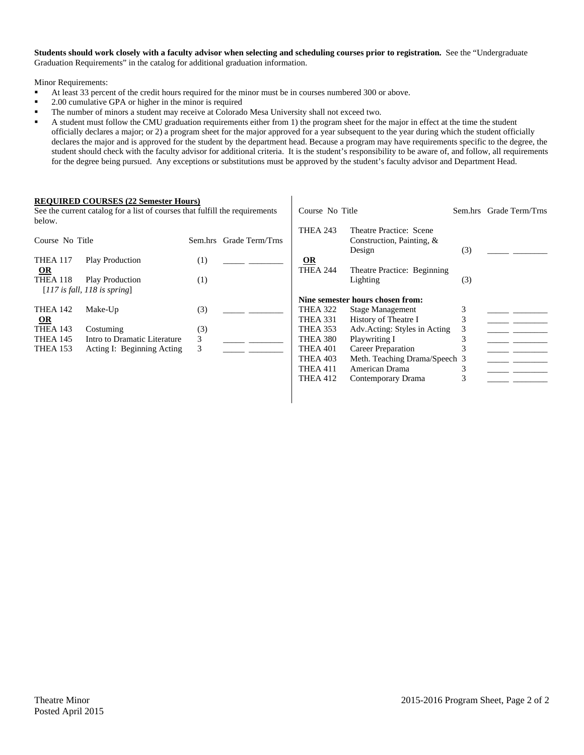**Students should work closely with a faculty advisor when selecting and scheduling courses prior to registration.** See the "Undergraduate Graduation Requirements" in the catalog for additional graduation information.

Minor Requirements:

- At least 33 percent of the credit hours required for the minor must be in courses numbered 300 or above.
- 2.00 cumulative GPA or higher in the minor is required
- The number of minors a student may receive at Colorado Mesa University shall not exceed two.
- A student must follow the CMU graduation requirements either from 1) the program sheet for the major in effect at the time the student officially declares a major; or 2) a program sheet for the major approved for a year subsequent to the year during which the student officially declares the major and is approved for the student by the department head. Because a program may have requirements specific to the degree, the student should check with the faculty advisor for additional criteria. It is the student's responsibility to be aware of, and follow, all requirements for the degree being pursued. Any exceptions or substitutions must be approved by the student's faculty advisor and Department Head.

**REQUIRED COURSES (22 Semester Hours)**

See the current catalog for a list of courses that fulfill the requirements below.

| Course No | Title | Sem.hrs | Grade | Term/Trns |
|---|---|---|---|---|
| THEA 117 | Play Production | (1) | _____ | ________ |
| **OR** | | | | |
| THEA 118 | Play Production | (1) | | |
| | [*117 is fall, 118 is spring*] | | | |
| THEA 142 | Make-Up | (3) | _____ | ________ |
| **OR** | | | | |
| THEA 143 | Costuming | (3) | | |
| THEA 145 | Intro to Dramatic Literature | 3 | _____ | ________ |
| THEA 153 | Acting I: Beginning Acting | 3 | _____ | ________ |

| Course No | Title | Sem.hrs | Grade | Term/Trns |
|---|---|---|---|---|
| THEA 243 | Theatre Practice: Scene Construction, Painting, & Design | (3) | _____ | ________ |
| **OR** | | | | |
| THEA 244 | Theatre Practice: Beginning Lighting | (3) | | |
| **Nine semester hours chosen from:** | | | | |
| THEA 322 | Stage Management | 3 | _____ | ________ |
| THEA 331 | History of Theatre I | 3 | _____ | ________ |
| THEA 353 | Adv.Acting: Styles in Acting | 3 | _____ | ________ |
| THEA 380 | Playwriting I | 3 | _____ | ________ |
| THEA 401 | Career Preparation | 3 | _____ | ________ |
| THEA 403 | Meth. Teaching Drama/Speech | 3 | _____ | ________ |
| THEA 411 | American Drama | 3 | _____ | ________ |
| THEA 412 | Contemporary Drama | 3 | _____ | ________ |

Theatre Minor
Posted April 2015